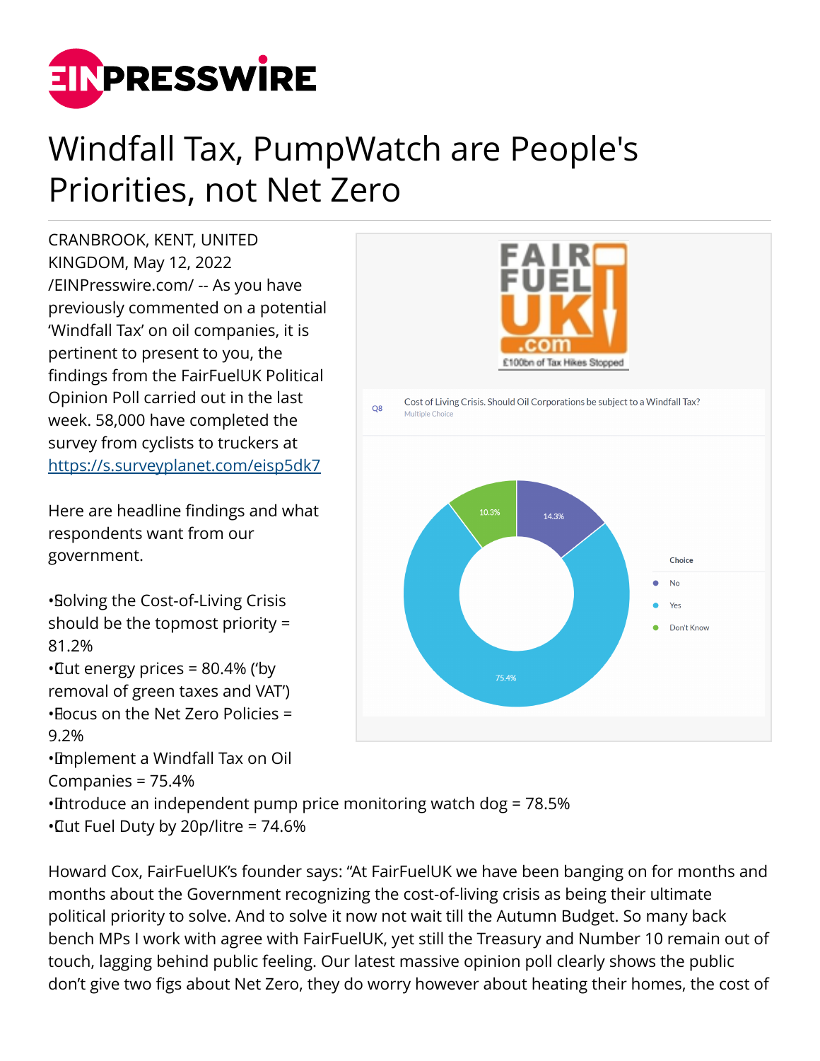# Windfall Tax, PumpWatch are People's Priorities, not Net Zero

CRANBROOK, KENT, UNITED KINGDOM, May 12, 2022 /EINPresswire.com/ -- As you have previously commented on a potential 'Windfall Tax' on oil companies, it is pertinent to present to you, the findings from the FairFuelUK Political Opinion Poll carried out in the last week. 58,000 have completed the survey from cyclists to truckers at https://s.surveyplanet.com/eisp5dk7

Here are headline findings and what respondents want from our government.

- Solving the Cost-of-Living Crisis should be the topmost priority = 81.2%
- Cut energy prices = 80.4% ('by removal of green taxes and VAT')
- Focus on the Net Zero Policies = 9.2%
- Implement a Windfall Tax on Oil Companies = 75.4%
- Introduce an independent pump price monitoring watch dog = 78.5%
- Cut Fuel Duty by 20p/litre = 74.6%

Howard Cox, FairFuelUK's founder says: "At FairFuelUK we have been banging on for months and months about the Government recognizing the cost-of-living crisis as being their ultimate political priority to solve. And to solve it now not wait till the Autumn Budget. So many back bench MPs I work with agree with FairFuelUK, yet still the Treasury and Number 10 remain out of touch, lagging behind public feeling. Our latest massive opinion poll clearly shows the public don't give two figs about Net Zero, they do worry however about heating their homes, the cost of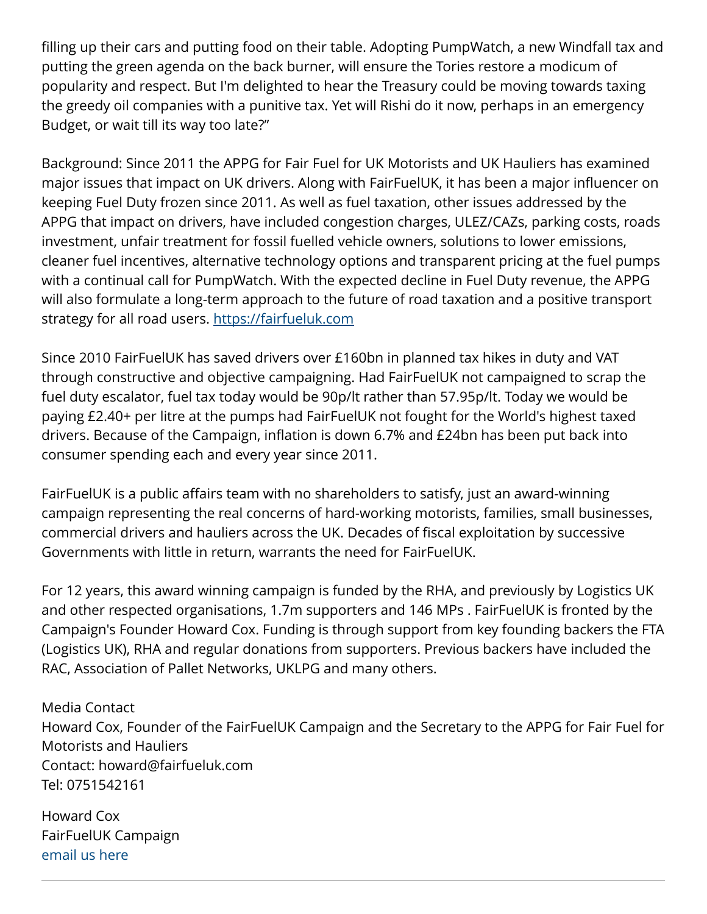filling up their cars and putting food on their table. Adopting PumpWatch, a new Windfall tax and putting the green agenda on the back burner, will ensure the Tories restore a modicum of popularity and respect. But I'm delighted to hear the Treasury could be moving towards taxing the greedy oil companies with a punitive tax. Yet will Rishi do it now, perhaps in an emergency Budget, or wait till its way too late?"

Background: Since 2011 the APPG for Fair Fuel for UK Motorists and UK Hauliers has examined major issues that impact on UK drivers. Along with FairFuelUK, it has been a major influencer on keeping Fuel Duty frozen since 2011. As well as fuel taxation, other issues addressed by the APPG that impact on drivers, have included congestion charges, ULEZ/CAZs, parking costs, roads investment, unfair treatment for fossil fuelled vehicle owners, solutions to lower emissions, cleaner fuel incentives, alternative technology options and transparent pricing at the fuel pumps with a continual call for PumpWatch. With the expected decline in Fuel Duty revenue, the APPG will also formulate a long-term approach to the future of road taxation and a positive transport strategy for all road users. [https://fairfueluk.com](https://fairfueluk.com)

Since 2010 FairFuelUK has saved drivers over £160bn in planned tax hikes in duty and VAT through constructive and objective campaigning. Had FairFuelUK not campaigned to scrap the fuel duty escalator, fuel tax today would be 90p/lt rather than 57.95p/lt. Today we would be paying £2.40+ per litre at the pumps had FairFuelUK not fought for the World's highest taxed drivers. Because of the Campaign, inflation is down 6.7% and £24bn has been put back into consumer spending each and every year since 2011.

FairFuelUK is a public affairs team with no shareholders to satisfy, just an award-winning campaign representing the real concerns of hard-working motorists, families, small businesses, commercial drivers and hauliers across the UK. Decades of fiscal exploitation by successive Governments with little in return, warrants the need for FairFuelUK.

For 12 years, this award winning campaign is funded by the RHA, and previously by Logistics UK and other respected organisations, 1.7m supporters and 146 MPs . FairFuelUK is fronted by the Campaign's Founder Howard Cox. Funding is through support from key founding backers the FTA (Logistics UK), RHA and regular donations from supporters. Previous backers have included the RAC, Association of Pallet Networks, UKLPG and many others.

Media Contact
Howard Cox, Founder of the FairFuelUK Campaign and the Secretary to the APPG for Fair Fuel for Motorists and Hauliers
Contact: howard@fairfueluk.com
Tel: 0751542161

Howard Cox
FairFuelUK Campaign
email us here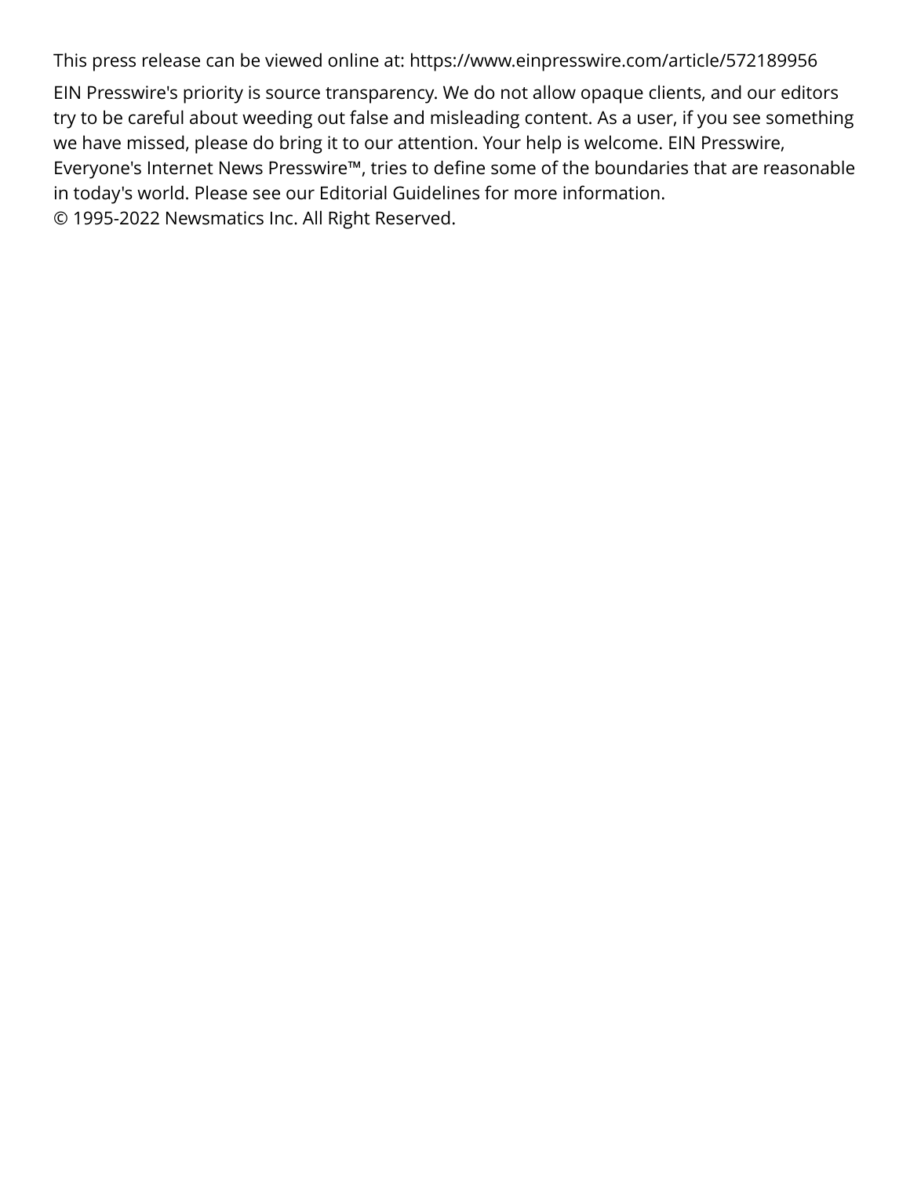This press release can be viewed online at: https://www.einpresswire.com/article/572189956

EIN Presswire's priority is source transparency. We do not allow opaque clients, and our editors try to be careful about weeding out false and misleading content. As a user, if you see something we have missed, please do bring it to our attention. Your help is welcome. EIN Presswire, Everyone's Internet News Presswire™, tries to define some of the boundaries that are reasonable in today's world. Please see our Editorial Guidelines for more information.
© 1995-2022 Newsmatics Inc. All Right Reserved.